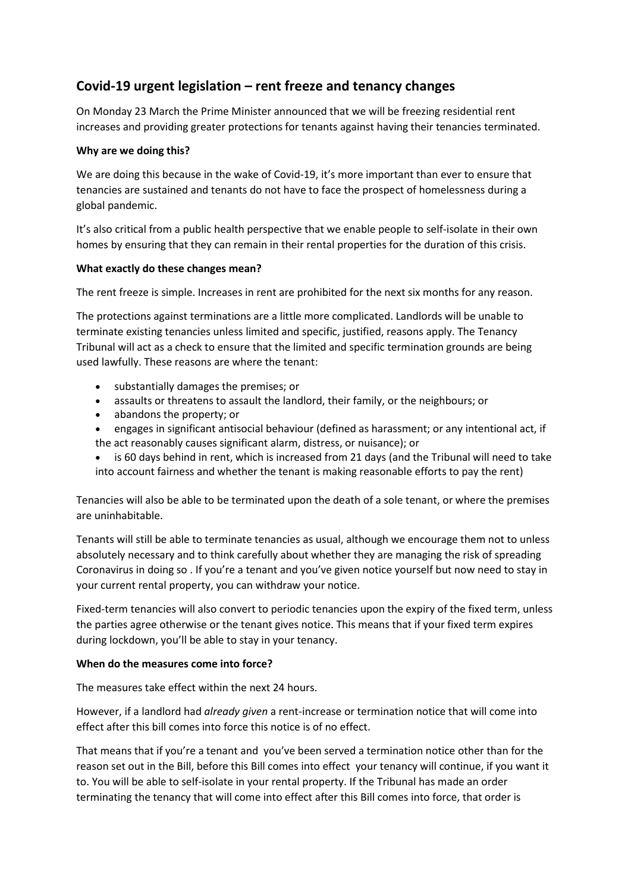## Covid-19 urgent legislation – rent freeze and tenancy changes

On Monday 23 March the Prime Minister announced that we will be freezing residential rent increases and providing greater protections for tenants against having their tenancies terminated.

**Why are we doing this?**

We are doing this because in the wake of Covid-19, it's more important than ever to ensure that tenancies are sustained and tenants do not have to face the prospect of homelessness during a global pandemic.

It's also critical from a public health perspective that we enable people to self-isolate in their own homes by ensuring that they can remain in their rental properties for the duration of this crisis.

**What exactly do these changes mean?**

The rent freeze is simple. Increases in rent are prohibited for the next six months for any reason.

The protections against terminations are a little more complicated. Landlords will be unable to terminate existing tenancies unless limited and specific, justified, reasons apply. The Tenancy Tribunal will act as a check to ensure that the limited and specific termination grounds are being used lawfully. These reasons are where the tenant:

- substantially damages the premises; or
- assaults or threatens to assault the landlord, their family, or the neighbours; or
- abandons the property; or
- engages in significant antisocial behaviour (defined as harassment; or any intentional act, if the act reasonably causes significant alarm, distress, or nuisance); or
- is 60 days behind in rent, which is increased from 21 days (and the Tribunal will need to take into account fairness and whether the tenant is making reasonable efforts to pay the rent)

Tenancies will also be able to be terminated upon the death of a sole tenant, or where the premises are uninhabitable.

Tenants will still be able to terminate tenancies as usual, although we encourage them not to unless absolutely necessary and to think carefully about whether they are managing the risk of spreading Coronavirus in doing so . If you're a tenant and you've given notice yourself but now need to stay in your current rental property, you can withdraw your notice.

Fixed-term tenancies will also convert to periodic tenancies upon the expiry of the fixed term, unless the parties agree otherwise or the tenant gives notice. This means that if your fixed term expires during lockdown, you'll be able to stay in your tenancy.

**When do the measures come into force?**

The measures take effect within the next 24 hours.

However, if a landlord had *already given* a rent-increase or termination notice that will come into effect after this bill comes into force this notice is of no effect.

That means that if you're a tenant and you've been served a termination notice other than for the reason set out in the Bill, before this Bill comes into effect your tenancy will continue, if you want it to. You will be able to self-isolate in your rental property. If the Tribunal has made an order terminating the tenancy that will come into effect after this Bill comes into force, that order is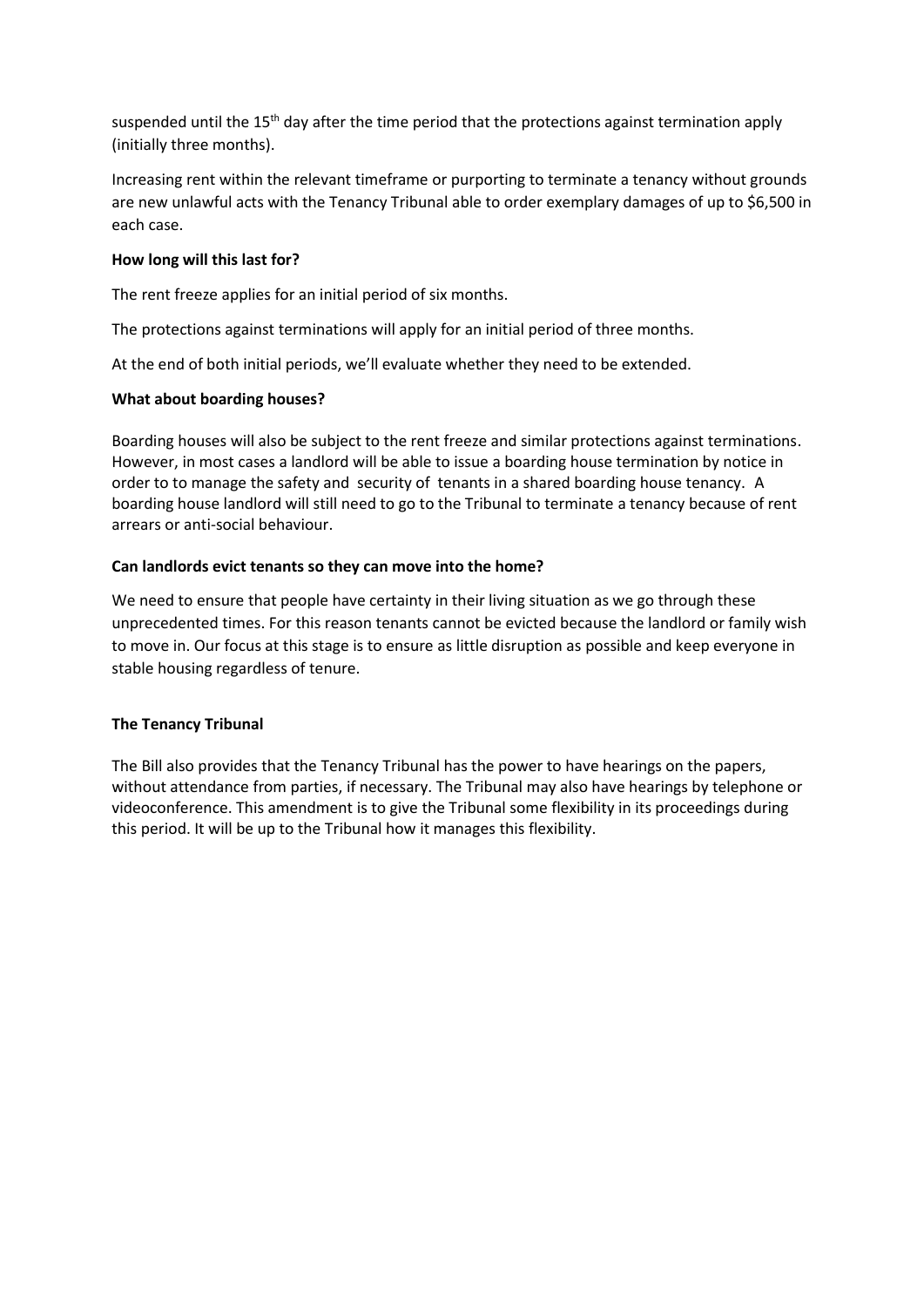suspended until the 15th day after the time period that the protections against termination apply (initially three months).

Increasing rent within the relevant timeframe or purporting to terminate a tenancy without grounds are new unlawful acts with the Tenancy Tribunal able to order exemplary damages of up to $6,500 in each case.

**How long will this last for?**

The rent freeze applies for an initial period of six months.

The protections against terminations will apply for an initial period of three months.

At the end of both initial periods, we'll evaluate whether they need to be extended.

**What about boarding houses?**

Boarding houses will also be subject to the rent freeze and similar protections against terminations. However, in most cases a landlord will be able to issue a boarding house termination by notice in order to to manage the safety and security of tenants in a shared boarding house tenancy. A boarding house landlord will still need to go to the Tribunal to terminate a tenancy because of rent arrears or anti-social behaviour.

**Can landlords evict tenants so they can move into the home?**

We need to ensure that people have certainty in their living situation as we go through these unprecedented times. For this reason tenants cannot be evicted because the landlord or family wish to move in. Our focus at this stage is to ensure as little disruption as possible and keep everyone in stable housing regardless of tenure.

**The Tenancy Tribunal**

The Bill also provides that the Tenancy Tribunal has the power to have hearings on the papers, without attendance from parties, if necessary. The Tribunal may also have hearings by telephone or videoconference. This amendment is to give the Tribunal some flexibility in its proceedings during this period. It will be up to the Tribunal how it manages this flexibility.